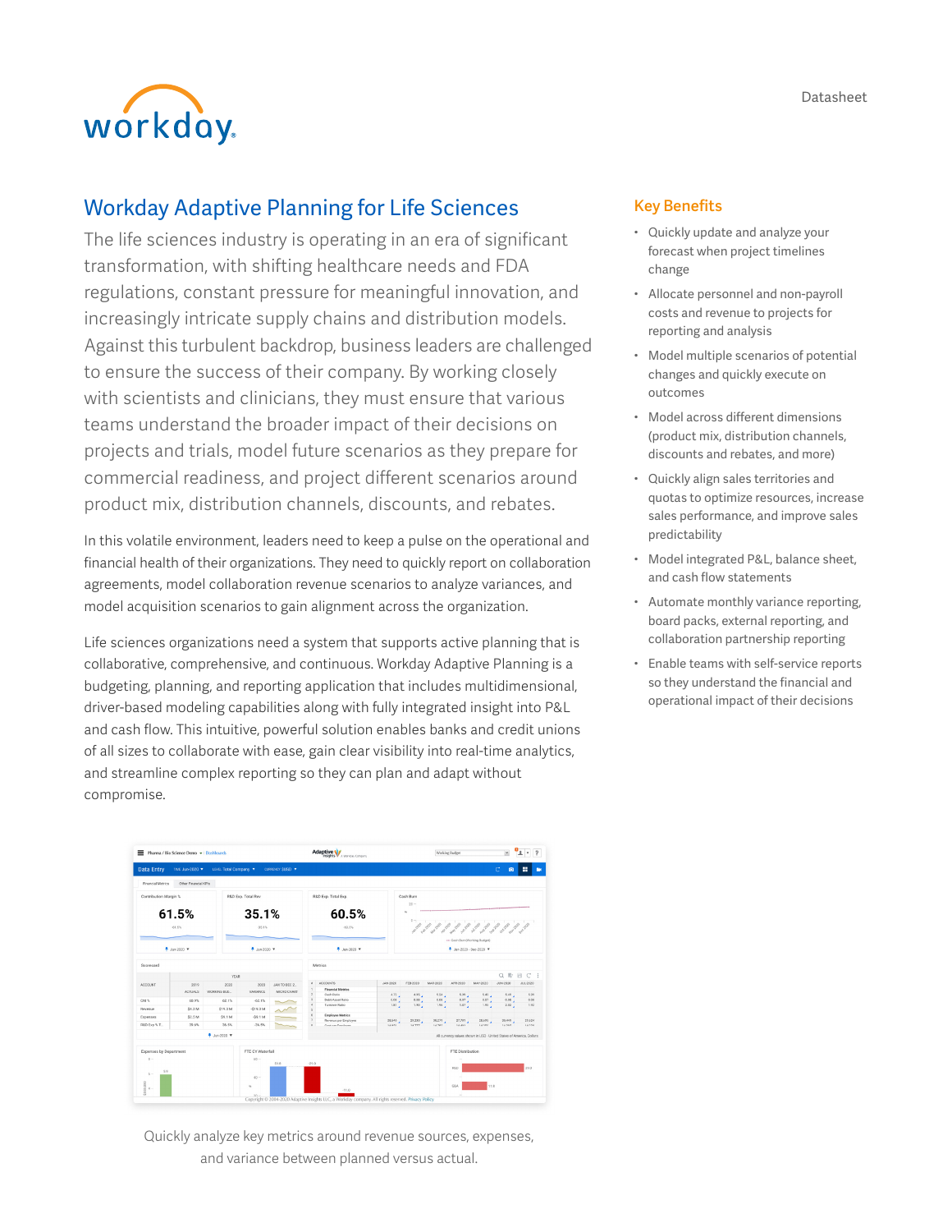# Workday Adaptive Planning for Life Sciences

The life sciences industry is operating in an era of significant transformation, with shifting healthcare needs and FDA regulations, constant pressure for meaningful innovation, and increasingly intricate supply chains and distribution models. Against this turbulent backdrop, business leaders are challenged to ensure the success of their company. By working closely with scientists and clinicians, they must ensure that various teams understand the broader impact of their decisions on projects and trials, model future scenarios as they prepare for commercial readiness, and project different scenarios around product mix, distribution channels, discounts, and rebates.

In this volatile environment, leaders need to keep a pulse on the operational and financial health of their organizations. They need to quickly report on collaboration agreements, model collaboration revenue scenarios to analyze variances, and model acquisition scenarios to gain alignment across the organization.

Life sciences organizations need a system that supports active planning that is collaborative, comprehensive, and continuous. Workday Adaptive Planning is a budgeting, planning, and reporting application that includes multidimensional, driver-based modeling capabilities along with fully integrated insight into P&L and cash flow. This intuitive, powerful solution enables banks and credit unions of all sizes to collaborate with ease, gain clear visibility into real-time analytics, and streamline complex reporting so they can plan and adapt without compromise.

Quickly analyze key metrics around revenue sources, expenses, and variance between planned versus actual.

## Key Benefits

- Quickly update and analyze your forecast when project timelines change
- Allocate personnel and non-payroll costs and revenue to projects for reporting and analysis
- Model multiple scenarios of potential changes and quickly execute on outcomes
- Model across different dimensions (product mix, distribution channels, discounts and rebates, and more)
- Quickly align sales territories and quotas to optimize resources, increase sales performance, and improve sales predictability
- Model integrated P&L, balance sheet, and cash flow statements
- Automate monthly variance reporting, board packs, external reporting, and collaboration partnership reporting
- Enable teams with self-service reports so they understand the financial and operational impact of their decisions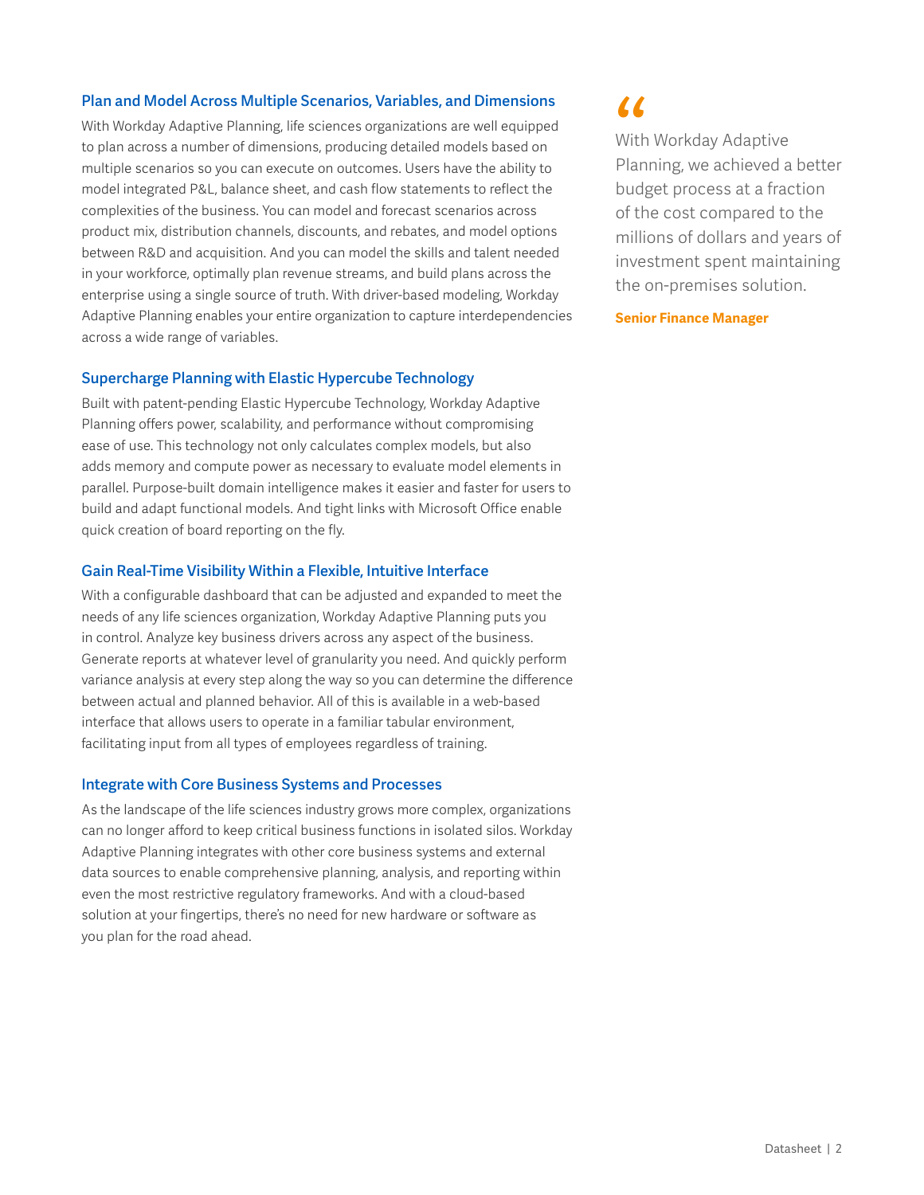### Plan and Model Across Multiple Scenarios, Variables, and Dimensions

With Workday Adaptive Planning, life sciences organizations are well equipped to plan across a number of dimensions, producing detailed models based on multiple scenarios so you can execute on outcomes. Users have the ability to model integrated P&L, balance sheet, and cash flow statements to reflect the complexities of the business. You can model and forecast scenarios across product mix, distribution channels, discounts, and rebates, and model options between R&D and acquisition. And you can model the skills and talent needed in your workforce, optimally plan revenue streams, and build plans across the enterprise using a single source of truth. With driver-based modeling, Workday Adaptive Planning enables your entire organization to capture interdependencies across a wide range of variables.

### Supercharge Planning with Elastic Hypercube Technology

Built with patent-pending Elastic Hypercube Technology, Workday Adaptive Planning offers power, scalability, and performance without compromising ease of use. This technology not only calculates complex models, but also adds memory and compute power as necessary to evaluate model elements in parallel. Purpose-built domain intelligence makes it easier and faster for users to build and adapt functional models. And tight links with Microsoft Office enable quick creation of board reporting on the fly.

### Gain Real-Time Visibility Within a Flexible, Intuitive Interface

With a configurable dashboard that can be adjusted and expanded to meet the needs of any life sciences organization, Workday Adaptive Planning puts you in control. Analyze key business drivers across any aspect of the business. Generate reports at whatever level of granularity you need. And quickly perform variance analysis at every step along the way so you can determine the difference between actual and planned behavior. All of this is available in a web-based interface that allows users to operate in a familiar tabular environment, facilitating input from all types of employees regardless of training.

### Integrate with Core Business Systems and Processes

As the landscape of the life sciences industry grows more complex, organizations can no longer afford to keep critical business functions in isolated silos. Workday Adaptive Planning integrates with other core business systems and external data sources to enable comprehensive planning, analysis, and reporting within even the most restrictive regulatory frameworks. And with a cloud-based solution at your fingertips, there's no need for new hardware or software as you plan for the road ahead.

> "With Workday Adaptive Planning, we achieved a better budget process at a fraction of the cost compared to the millions of dollars and years of investment spent maintaining the on-premises solution.
>
> **Senior Finance Manager**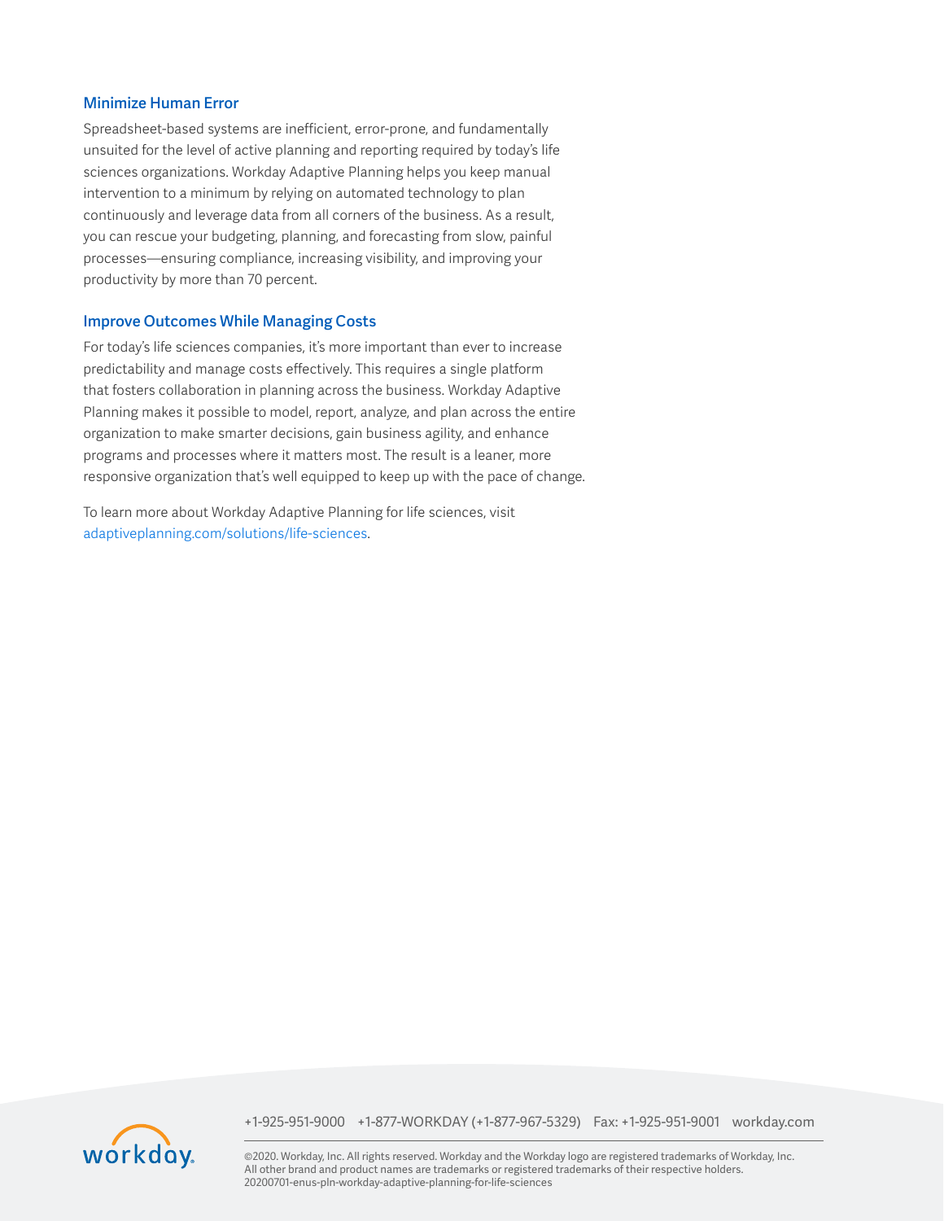### Minimize Human Error

Spreadsheet-based systems are inefficient, error-prone, and fundamentally unsuited for the level of active planning and reporting required by today's life sciences organizations. Workday Adaptive Planning helps you keep manual intervention to a minimum by relying on automated technology to plan continuously and leverage data from all corners of the business. As a result, you can rescue your budgeting, planning, and forecasting from slow, painful processes—ensuring compliance, increasing visibility, and improving your productivity by more than 70 percent.

### Improve Outcomes While Managing Costs

For today's life sciences companies, it's more important than ever to increase predictability and manage costs effectively. This requires a single platform that fosters collaboration in planning across the business. Workday Adaptive Planning makes it possible to model, report, analyze, and plan across the entire organization to make smarter decisions, gain business agility, and enhance programs and processes where it matters most. The result is a leaner, more responsive organization that's well equipped to keep up with the pace of change.

To learn more about Workday Adaptive Planning for life sciences, visit adaptiveplanning.com/solutions/life-sciences.

+1-925-951-9000 +1-877-WORKDAY (+1-877-967-5329) Fax: +1-925-951-9001 workday.com

©2020. Workday, Inc. All rights reserved. Workday and the Workday logo are registered trademarks of Workday, Inc. All other brand and product names are trademarks or registered trademarks of their respective holders.
20200701-enus-pln-workday-adaptive-planning-for-life-sciences